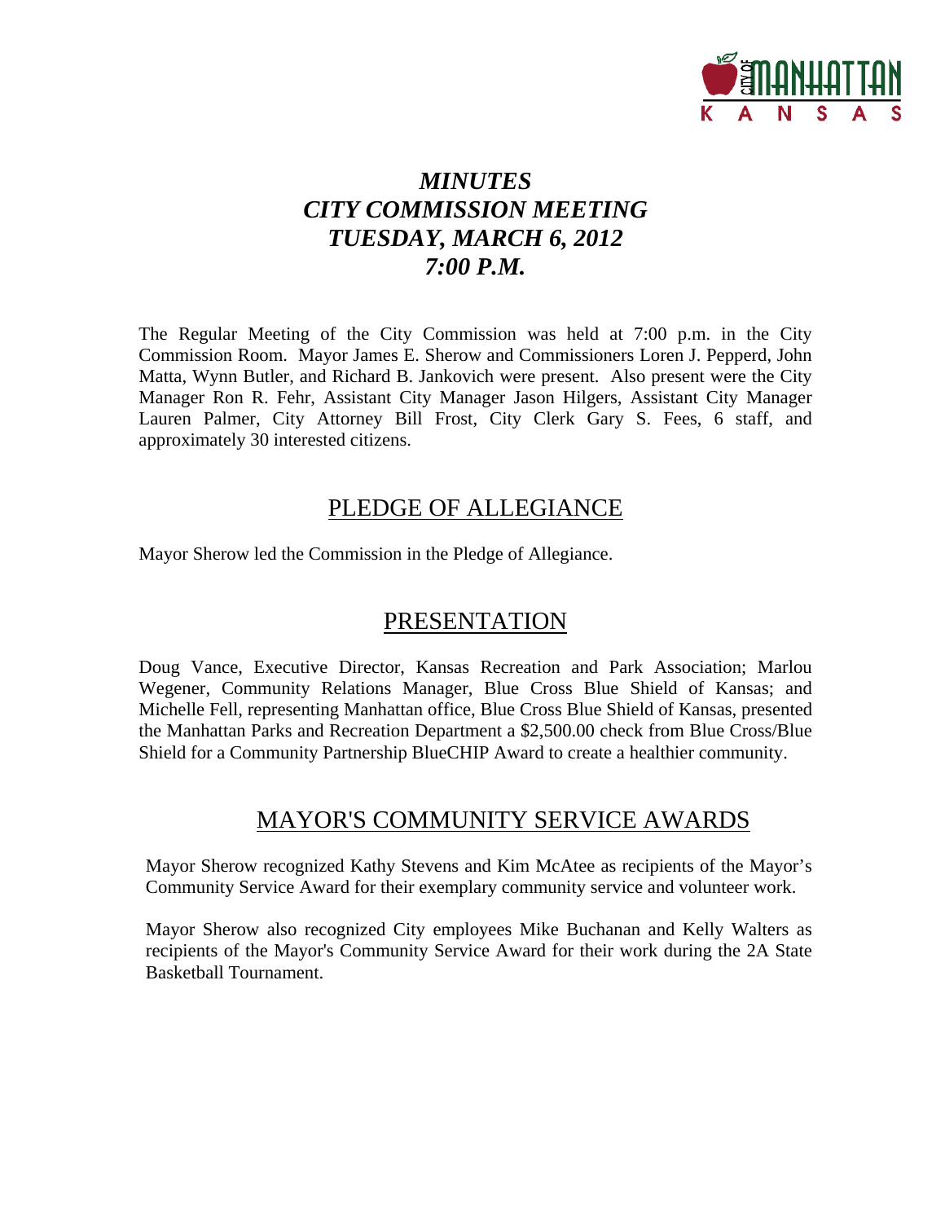# *MINUTES*
# *CITY COMMISSION MEETING*
# *TUESDAY, MARCH 6, 2012*
# *7:00 P.M.*

The Regular Meeting of the City Commission was held at 7:00 p.m. in the City Commission Room. Mayor James E. Sherow and Commissioners Loren J. Pepperd, John Matta, Wynn Butler, and Richard B. Jankovich were present. Also present were the City Manager Ron R. Fehr, Assistant City Manager Jason Hilgers, Assistant City Manager Lauren Palmer, City Attorney Bill Frost, City Clerk Gary S. Fees, 6 staff, and approximately 30 interested citizens.

## PLEDGE OF ALLEGIANCE

Mayor Sherow led the Commission in the Pledge of Allegiance.

## PRESENTATION

Doug Vance, Executive Director, Kansas Recreation and Park Association; Marlou Wegener, Community Relations Manager, Blue Cross Blue Shield of Kansas; and Michelle Fell, representing Manhattan office, Blue Cross Blue Shield of Kansas, presented the Manhattan Parks and Recreation Department a $2,500.00 check from Blue Cross/Blue Shield for a Community Partnership BlueCHIP Award to create a healthier community.

## MAYOR'S COMMUNITY SERVICE AWARDS

Mayor Sherow recognized Kathy Stevens and Kim McAtee as recipients of the Mayor's Community Service Award for their exemplary community service and volunteer work.

Mayor Sherow also recognized City employees Mike Buchanan and Kelly Walters as recipients of the Mayor's Community Service Award for their work during the 2A State Basketball Tournament.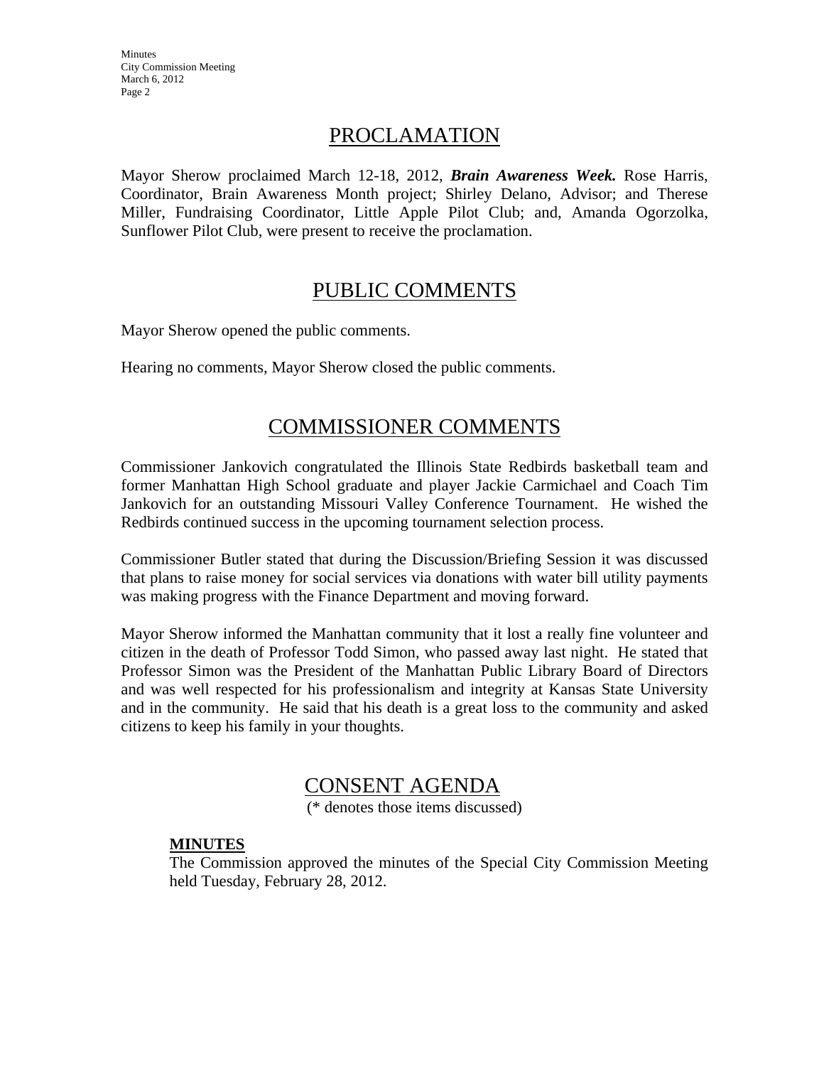## PROCLAMATION

Mayor Sherow proclaimed March 12-18, 2012, ***Brain Awareness Week.*** Rose Harris, Coordinator, Brain Awareness Month project; Shirley Delano, Advisor; and Therese Miller, Fundraising Coordinator, Little Apple Pilot Club; and, Amanda Ogorzolka, Sunflower Pilot Club, were present to receive the proclamation.

## PUBLIC COMMENTS

Mayor Sherow opened the public comments.

Hearing no comments, Mayor Sherow closed the public comments.

## COMMISSIONER COMMENTS

Commissioner Jankovich congratulated the Illinois State Redbirds basketball team and former Manhattan High School graduate and player Jackie Carmichael and Coach Tim Jankovich for an outstanding Missouri Valley Conference Tournament. He wished the Redbirds continued success in the upcoming tournament selection process.

Commissioner Butler stated that during the Discussion/Briefing Session it was discussed that plans to raise money for social services via donations with water bill utility payments was making progress with the Finance Department and moving forward.

Mayor Sherow informed the Manhattan community that it lost a really fine volunteer and citizen in the death of Professor Todd Simon, who passed away last night. He stated that Professor Simon was the President of the Manhattan Public Library Board of Directors and was well respected for his professionalism and integrity at Kansas State University and in the community. He said that his death is a great loss to the community and asked citizens to keep his family in your thoughts.

## CONSENT AGENDA

(* denotes those items discussed)

**MINUTES**

The Commission approved the minutes of the Special City Commission Meeting held Tuesday, February 28, 2012.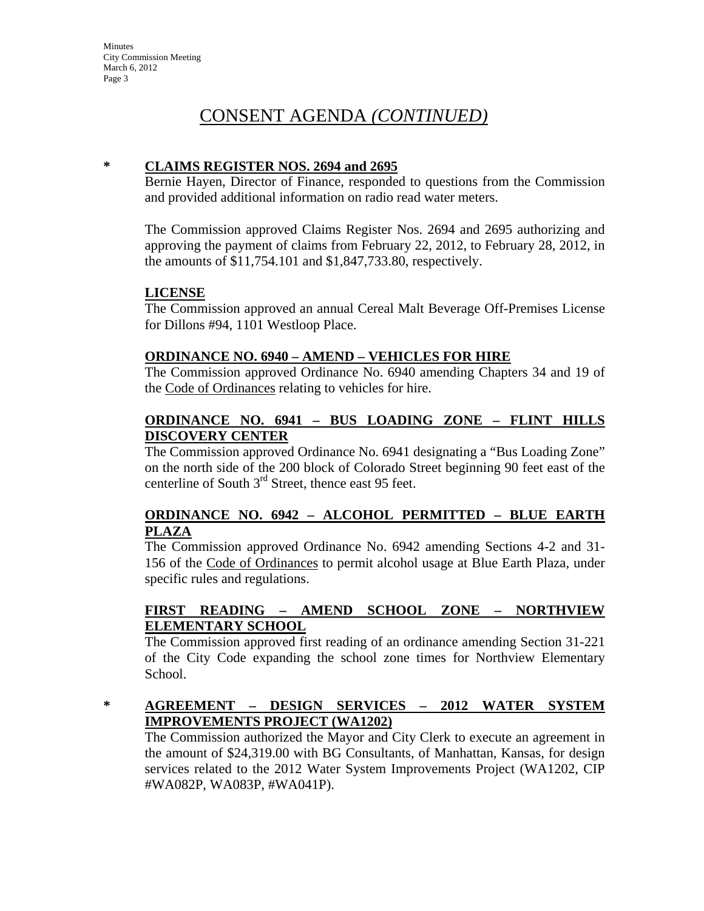# CONSENT AGENDA *(CONTINUED)*

**\* CLAIMS REGISTER NOS. 2694 and 2695**

Bernie Hayen, Director of Finance, responded to questions from the Commission and provided additional information on radio read water meters.

The Commission approved Claims Register Nos. 2694 and 2695 authorizing and approving the payment of claims from February 22, 2012, to February 28, 2012, in the amounts of $11,754.101 and $1,847,733.80, respectively.

**LICENSE**

The Commission approved an annual Cereal Malt Beverage Off-Premises License for Dillons #94, 1101 Westloop Place.

**ORDINANCE NO. 6940 – AMEND – VEHICLES FOR HIRE**

The Commission approved Ordinance No. 6940 amending Chapters 34 and 19 of the Code of Ordinances relating to vehicles for hire.

**ORDINANCE NO. 6941 – BUS LOADING ZONE – FLINT HILLS DISCOVERY CENTER**

The Commission approved Ordinance No. 6941 designating a "Bus Loading Zone" on the north side of the 200 block of Colorado Street beginning 90 feet east of the centerline of South 3rd Street, thence east 95 feet.

**ORDINANCE NO. 6942 – ALCOHOL PERMITTED – BLUE EARTH PLAZA**

The Commission approved Ordinance No. 6942 amending Sections 4-2 and 31-156 of the Code of Ordinances to permit alcohol usage at Blue Earth Plaza, under specific rules and regulations.

**FIRST READING – AMEND SCHOOL ZONE – NORTHVIEW ELEMENTARY SCHOOL**

The Commission approved first reading of an ordinance amending Section 31-221 of the City Code expanding the school zone times for Northview Elementary School.

**\* AGREEMENT – DESIGN SERVICES – 2012 WATER SYSTEM IMPROVEMENTS PROJECT (WA1202)**

The Commission authorized the Mayor and City Clerk to execute an agreement in the amount of $24,319.00 with BG Consultants, of Manhattan, Kansas, for design services related to the 2012 Water System Improvements Project (WA1202, CIP #WA082P, WA083P, #WA041P).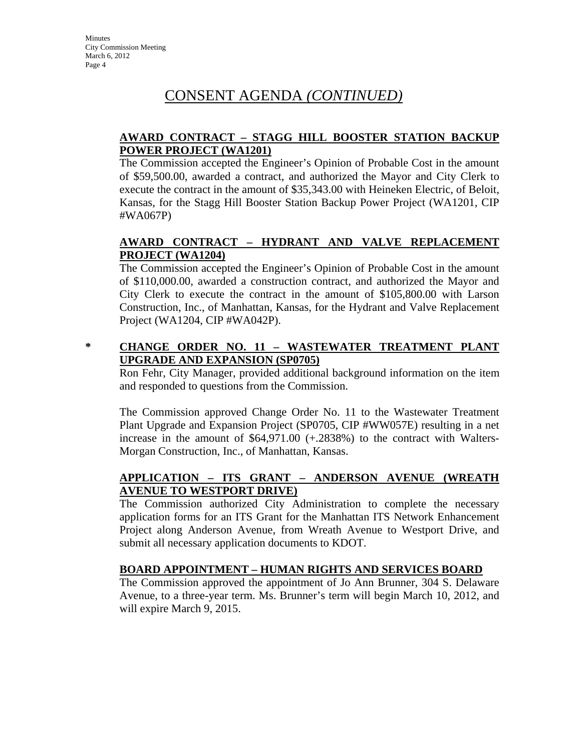# CONSENT AGENDA *(CONTINUED)*

**AWARD CONTRACT – STAGG HILL BOOSTER STATION BACKUP POWER PROJECT (WA1201)**

The Commission accepted the Engineer's Opinion of Probable Cost in the amount of $59,500.00, awarded a contract, and authorized the Mayor and City Clerk to execute the contract in the amount of $35,343.00 with Heineken Electric, of Beloit, Kansas, for the Stagg Hill Booster Station Backup Power Project (WA1201, CIP #WA067P)

**AWARD CONTRACT – HYDRANT AND VALVE REPLACEMENT PROJECT (WA1204)**

The Commission accepted the Engineer's Opinion of Probable Cost in the amount of $110,000.00, awarded a construction contract, and authorized the Mayor and City Clerk to execute the contract in the amount of $105,800.00 with Larson Construction, Inc., of Manhattan, Kansas, for the Hydrant and Valve Replacement Project (WA1204, CIP #WA042P).

\* **CHANGE ORDER NO. 11 – WASTEWATER TREATMENT PLANT UPGRADE AND EXPANSION (SP0705)**

Ron Fehr, City Manager, provided additional background information on the item and responded to questions from the Commission.

The Commission approved Change Order No. 11 to the Wastewater Treatment Plant Upgrade and Expansion Project (SP0705, CIP #WW057E) resulting in a net increase in the amount of $64,971.00 (+.2838%) to the contract with Walters-Morgan Construction, Inc., of Manhattan, Kansas.

**APPLICATION – ITS GRANT – ANDERSON AVENUE (WREATH AVENUE TO WESTPORT DRIVE)**

The Commission authorized City Administration to complete the necessary application forms for an ITS Grant for the Manhattan ITS Network Enhancement Project along Anderson Avenue, from Wreath Avenue to Westport Drive, and submit all necessary application documents to KDOT.

**BOARD APPOINTMENT – HUMAN RIGHTS AND SERVICES BOARD**

The Commission approved the appointment of Jo Ann Brunner, 304 S. Delaware Avenue, to a three-year term. Ms. Brunner's term will begin March 10, 2012, and will expire March 9, 2015.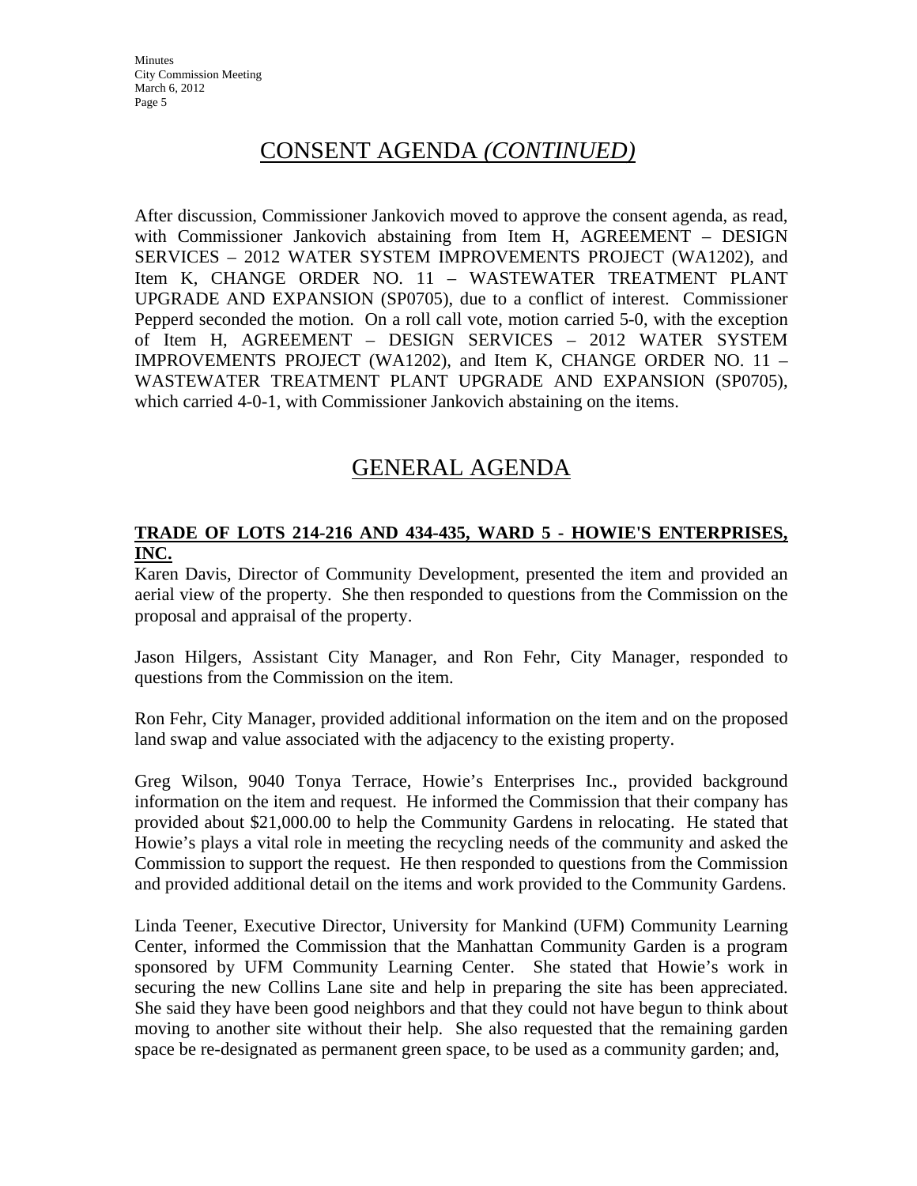## CONSENT AGENDA *(CONTINUED)*

After discussion, Commissioner Jankovich moved to approve the consent agenda, as read, with Commissioner Jankovich abstaining from Item H, AGREEMENT – DESIGN SERVICES – 2012 WATER SYSTEM IMPROVEMENTS PROJECT (WA1202), and Item K, CHANGE ORDER NO. 11 – WASTEWATER TREATMENT PLANT UPGRADE AND EXPANSION (SP0705), due to a conflict of interest. Commissioner Pepperd seconded the motion. On a roll call vote, motion carried 5-0, with the exception of Item H, AGREEMENT – DESIGN SERVICES – 2012 WATER SYSTEM IMPROVEMENTS PROJECT (WA1202), and Item K, CHANGE ORDER NO. 11 – WASTEWATER TREATMENT PLANT UPGRADE AND EXPANSION (SP0705), which carried 4-0-1, with Commissioner Jankovich abstaining on the items.

## GENERAL AGENDA

**TRADE OF LOTS 214-216 AND 434-435, WARD 5 - HOWIE'S ENTERPRISES, INC.**

Karen Davis, Director of Community Development, presented the item and provided an aerial view of the property. She then responded to questions from the Commission on the proposal and appraisal of the property.

Jason Hilgers, Assistant City Manager, and Ron Fehr, City Manager, responded to questions from the Commission on the item.

Ron Fehr, City Manager, provided additional information on the item and on the proposed land swap and value associated with the adjacency to the existing property.

Greg Wilson, 9040 Tonya Terrace, Howie's Enterprises Inc., provided background information on the item and request. He informed the Commission that their company has provided about $21,000.00 to help the Community Gardens in relocating. He stated that Howie's plays a vital role in meeting the recycling needs of the community and asked the Commission to support the request. He then responded to questions from the Commission and provided additional detail on the items and work provided to the Community Gardens.

Linda Teener, Executive Director, University for Mankind (UFM) Community Learning Center, informed the Commission that the Manhattan Community Garden is a program sponsored by UFM Community Learning Center. She stated that Howie's work in securing the new Collins Lane site and help in preparing the site has been appreciated. She said they have been good neighbors and that they could not have begun to think about moving to another site without their help. She also requested that the remaining garden space be re-designated as permanent green space, to be used as a community garden; and,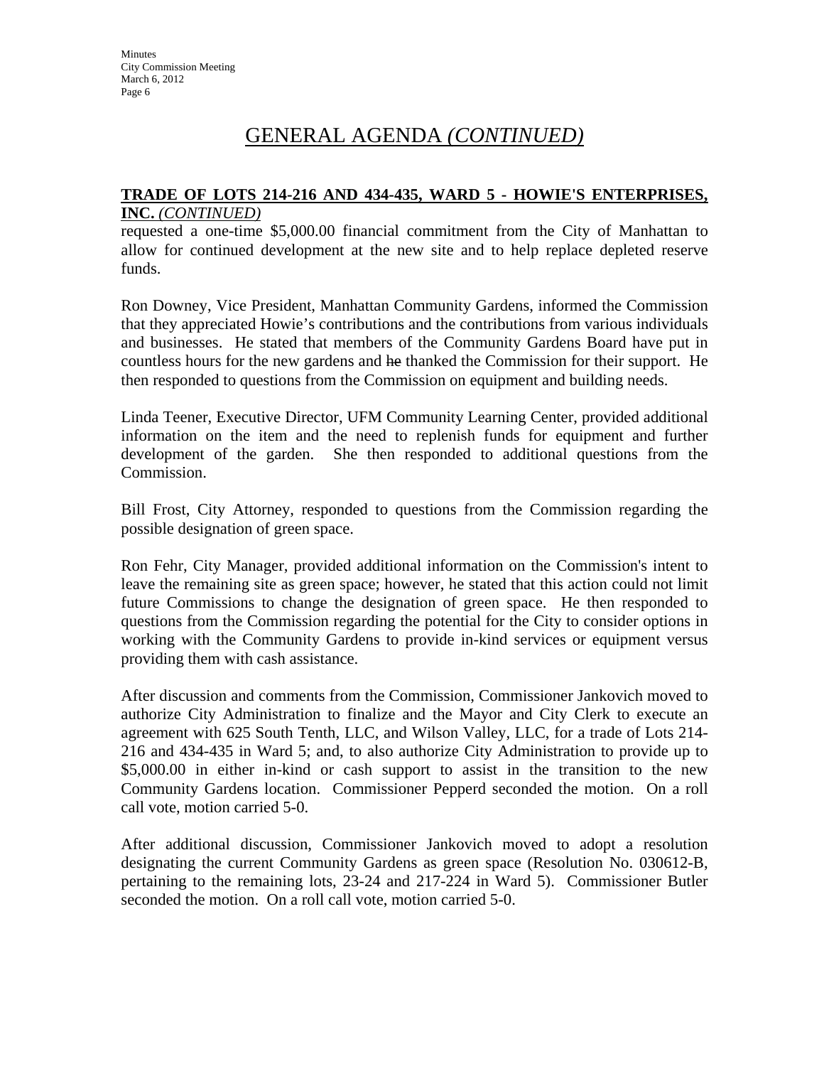## GENERAL AGENDA *(CONTINUED)*

**TRADE OF LOTS 214-216 AND 434-435, WARD 5 - HOWIE'S ENTERPRISES, INC.** *(CONTINUED)*

requested a one-time $5,000.00 financial commitment from the City of Manhattan to allow for continued development at the new site and to help replace depleted reserve funds.

Ron Downey, Vice President, Manhattan Community Gardens, informed the Commission that they appreciated Howie's contributions and the contributions from various individuals and businesses. He stated that members of the Community Gardens Board have put in countless hours for the new gardens and ~~he~~ thanked the Commission for their support. He then responded to questions from the Commission on equipment and building needs.

Linda Teener, Executive Director, UFM Community Learning Center, provided additional information on the item and the need to replenish funds for equipment and further development of the garden. She then responded to additional questions from the Commission.

Bill Frost, City Attorney, responded to questions from the Commission regarding the possible designation of green space.

Ron Fehr, City Manager, provided additional information on the Commission's intent to leave the remaining site as green space; however, he stated that this action could not limit future Commissions to change the designation of green space. He then responded to questions from the Commission regarding the potential for the City to consider options in working with the Community Gardens to provide in-kind services or equipment versus providing them with cash assistance.

After discussion and comments from the Commission, Commissioner Jankovich moved to authorize City Administration to finalize and the Mayor and City Clerk to execute an agreement with 625 South Tenth, LLC, and Wilson Valley, LLC, for a trade of Lots 214-216 and 434-435 in Ward 5; and, to also authorize City Administration to provide up to $5,000.00 in either in-kind or cash support to assist in the transition to the new Community Gardens location. Commissioner Pepperd seconded the motion. On a roll call vote, motion carried 5-0.

After additional discussion, Commissioner Jankovich moved to adopt a resolution designating the current Community Gardens as green space (Resolution No. 030612-B, pertaining to the remaining lots, 23-24 and 217-224 in Ward 5). Commissioner Butler seconded the motion. On a roll call vote, motion carried 5-0.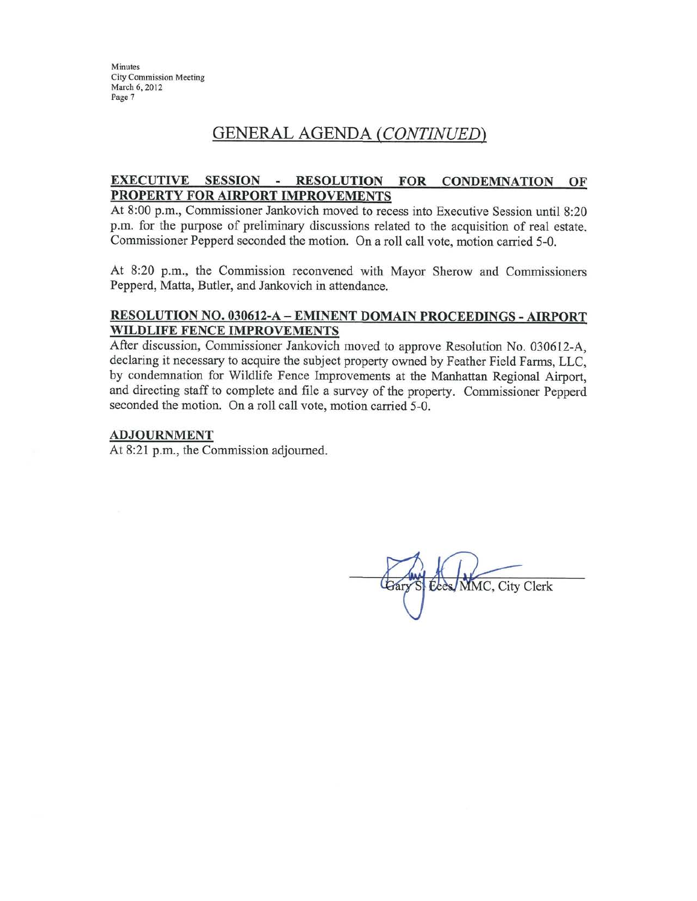# GENERAL AGENDA *(CONTINUED)*

**EXECUTIVE SESSION - RESOLUTION FOR CONDEMNATION OF PROPERTY FOR AIRPORT IMPROVEMENTS**

At 8:00 p.m., Commissioner Jankovich moved to recess into Executive Session until 8:20 p.m. for the purpose of preliminary discussions related to the acquisition of real estate. Commissioner Pepperd seconded the motion. On a roll call vote, motion carried 5-0.

At 8:20 p.m., the Commission reconvened with Mayor Sherow and Commissioners Pepperd, Matta, Butler, and Jankovich in attendance.

**RESOLUTION NO. 030612-A – EMINENT DOMAIN PROCEEDINGS - AIRPORT WILDLIFE FENCE IMPROVEMENTS**

After discussion, Commissioner Jankovich moved to approve Resolution No. 030612-A, declaring it necessary to acquire the subject property owned by Feather Field Farms, LLC, by condemnation for Wildlife Fence Improvements at the Manhattan Regional Airport, and directing staff to complete and file a survey of the property. Commissioner Pepperd seconded the motion. On a roll call vote, motion carried 5-0.

**ADJOURNMENT**

At 8:21 p.m., the Commission adjourned.

Gary S. Fees, MMC, City Clerk